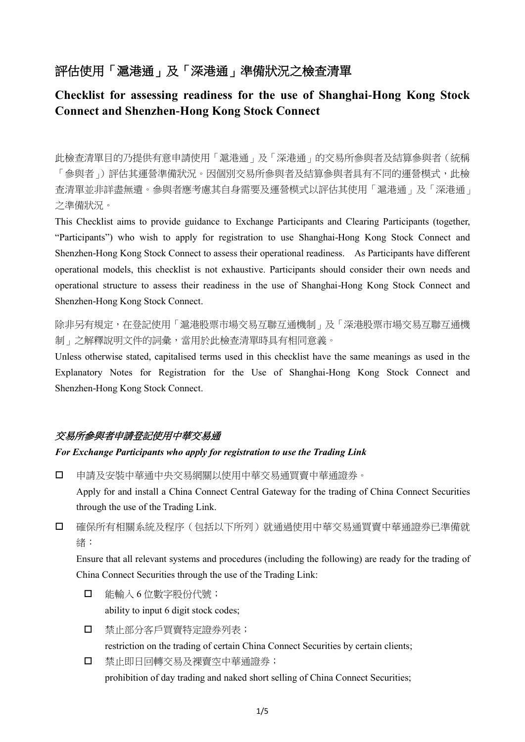# 評估使用「滬港通」及「深港通」準備狀況之檢查清單

## Checklist for assessing readiness for the use of Shanghai-Hong Kong Stock Connect and Shenzhen-Hong Kong Stock Connect

此檢查清單目的乃提供有意申請使用「滬港通」及「深港通」的交易所參與者及結算參與者（統稱「參與者」）評估其運營準備狀況。因個別交易所參與者及結算參與者具有不同的運營模式，此檢查清單並非詳盡無遺。參與者應考慮其自身需要及運營模式以評估其使用「滬港通」及「深港通」之準備狀況。

This Checklist aims to provide guidance to Exchange Participants and Clearing Participants (together, "Participants") who wish to apply for registration to use Shanghai-Hong Kong Stock Connect and Shenzhen-Hong Kong Stock Connect to assess their operational readiness. As Participants have different operational models, this checklist is not exhaustive. Participants should consider their own needs and operational structure to assess their readiness in the use of Shanghai-Hong Kong Stock Connect and Shenzhen-Hong Kong Stock Connect.

除非另有規定，在登記使用「滬港股票市場交易互聯互通機制」及「深港股票市場交易互聯互通機制」之解釋說明文件的詞彙，當用於此檢查清單時具有相同意義。

Unless otherwise stated, capitalised terms used in this checklist have the same meanings as used in the Explanatory Notes for Registration for the Use of Shanghai-Hong Kong Stock Connect and Shenzhen-Hong Kong Stock Connect.

### *交易所參與者申請登記使用中華交易通*

***For Exchange Participants who apply for registration to use the Trading Link***

- ☐ 申請及安裝中華通中央交易網關以使用中華交易通買賣中華通證券。
  Apply for and install a China Connect Central Gateway for the trading of China Connect Securities through the use of the Trading Link.
- ☐ 確保所有相關系統及程序（包括以下所列）就通過使用中華交易通買賣中華通證券已準備就緒：
  Ensure that all relevant systems and procedures (including the following) are ready for the trading of China Connect Securities through the use of the Trading Link:
  - ☐ 能輸入 6 位數字股份代號；
    ability to input 6 digit stock codes;
  - ☐ 禁止部分客戶買賣特定證券列表；
    restriction on the trading of certain China Connect Securities by certain clients;
  - ☐ 禁止即日回轉交易及裸賣空中華通證券；
    prohibition of day trading and naked short selling of China Connect Securities;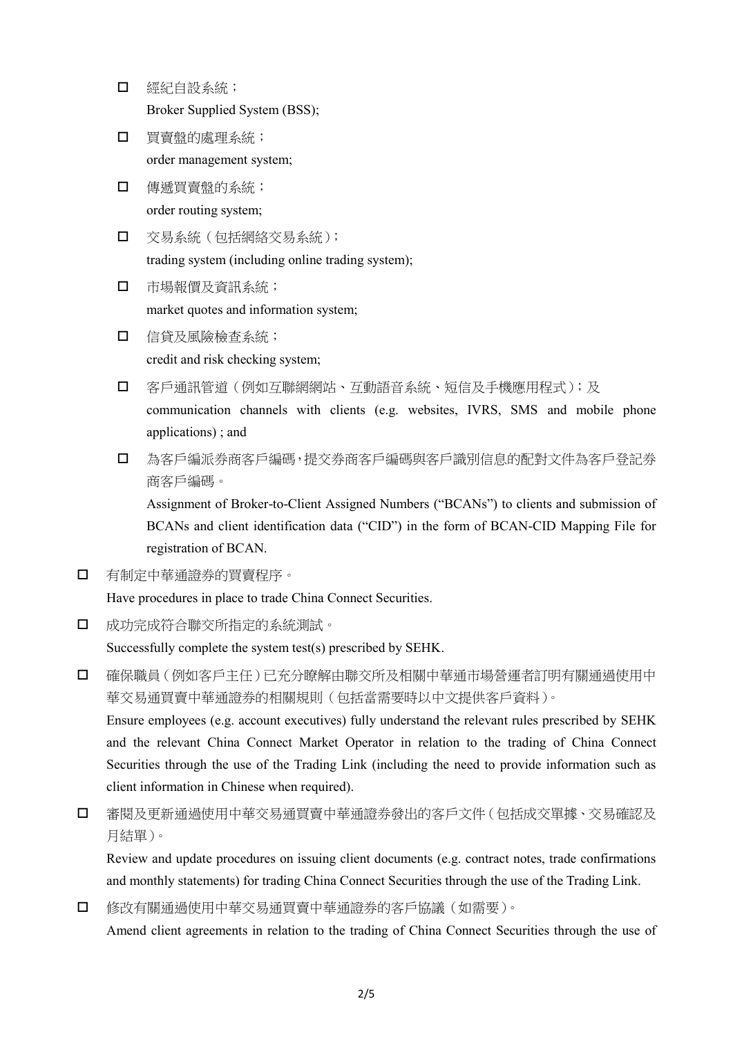- ☐ 經紀自設系統；
    Broker Supplied System (BSS);
  - ☐ 買賣盤的處理系統；
    order management system;
  - ☐ 傳遞買賣盤的系統；
    order routing system;
  - ☐ 交易系統（包括網絡交易系統）；
    trading system (including online trading system);
  - ☐ 市場報價及資訊系統；
    market quotes and information system;
  - ☐ 信貸及風險檢查系統；
    credit and risk checking system;
  - ☐ 客戶通訊管道（例如互聯網網站、互動語音系統、短信及手機應用程式）；及
    communication channels with clients (e.g. websites, IVRS, SMS and mobile phone applications) ; and
  - ☐ 為客戶編派券商客戶編碼，提交券商客戶編碼與客戶識別信息的配對文件為客戶登記券商客戶編碼。
    Assignment of Broker-to-Client Assigned Numbers ("BCANs") to clients and submission of BCANs and client identification data ("CID") in the form of BCAN-CID Mapping File for registration of BCAN.

- ☐ 有制定中華通證券的買賣程序。
  Have procedures in place to trade China Connect Securities.

- ☐ 成功完成符合聯交所指定的系統測試。
  Successfully complete the system test(s) prescribed by SEHK.

- ☐ 確保職員（例如客戶主任）已充分瞭解由聯交所及相關中華通市場營運者訂明有關通過使用中華交易通買賣中華通證券的相關規則（包括當需要時以中文提供客戶資料）。
  Ensure employees (e.g. account executives) fully understand the relevant rules prescribed by SEHK and the relevant China Connect Market Operator in relation to the trading of China Connect Securities through the use of the Trading Link (including the need to provide information such as client information in Chinese when required).

- ☐ 審閱及更新通過使用中華交易通買賣中華通證券發出的客戶文件（包括成交單據、交易確認及月結單）。
  Review and update procedures on issuing client documents (e.g. contract notes, trade confirmations and monthly statements) for trading China Connect Securities through the use of the Trading Link.

- ☐ 修改有關通過使用中華交易通買賣中華通證券的客戶協議（如需要）。
  Amend client agreements in relation to the trading of China Connect Securities through the use of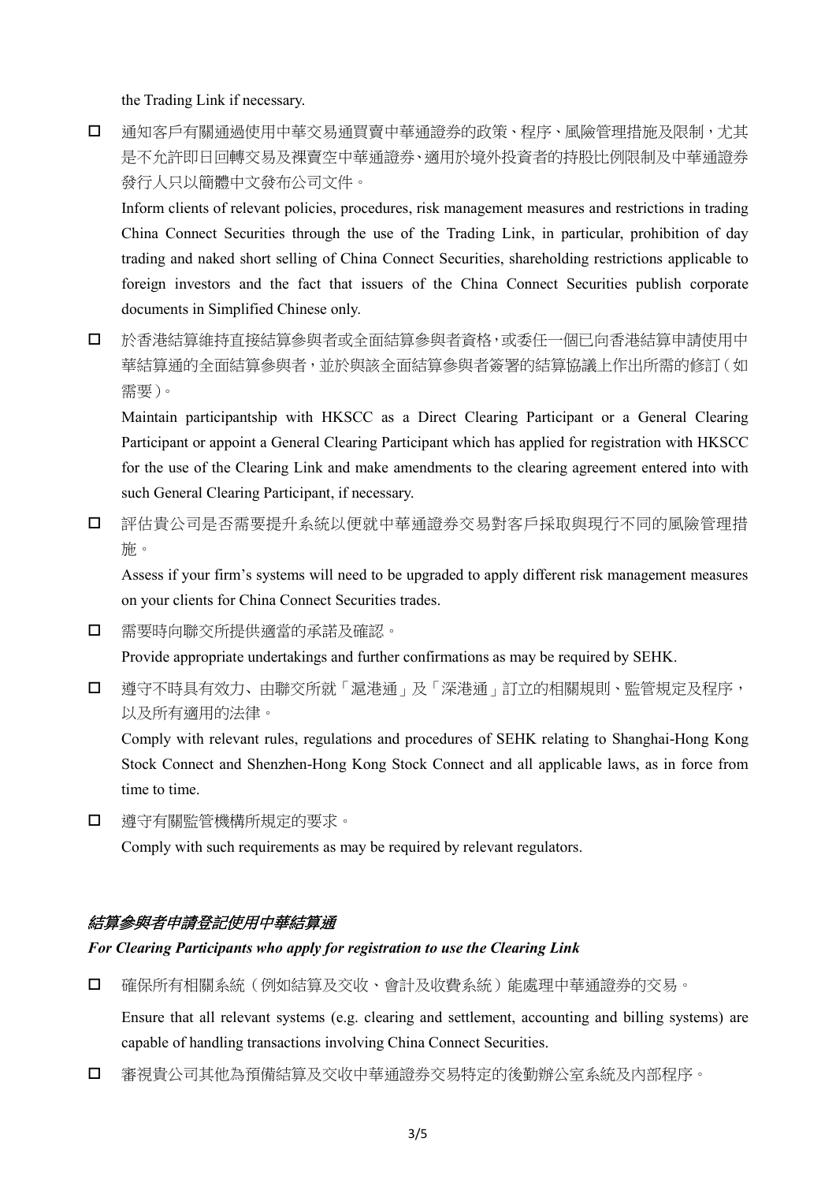the Trading Link if necessary.

- ☐ 通知客戶有關通過使用中華交易通買賣中華通證券的政策、程序、風險管理措施及限制，尤其是不允許即日回轉交易及裸賣空中華通證券、適用於境外投資者的持股比例限制及中華通證券發行人只以簡體中文發布公司文件。

  Inform clients of relevant policies, procedures, risk management measures and restrictions in trading China Connect Securities through the use of the Trading Link, in particular, prohibition of day trading and naked short selling of China Connect Securities, shareholding restrictions applicable to foreign investors and the fact that issuers of the China Connect Securities publish corporate documents in Simplified Chinese only.

- ☐ 於香港結算維持直接結算參與者或全面結算參與者資格，或委任一個已向香港結算申請使用中華結算通的全面結算參與者，並於與該全面結算參與者簽署的結算協議上作出所需的修訂（如需要）。

  Maintain participantship with HKSCC as a Direct Clearing Participant or a General Clearing Participant or appoint a General Clearing Participant which has applied for registration with HKSCC for the use of the Clearing Link and make amendments to the clearing agreement entered into with such General Clearing Participant, if necessary.

- ☐ 評估貴公司是否需要提升系統以便就中華通證券交易對客戶採取與現行不同的風險管理措施。

  Assess if your firm's systems will need to be upgraded to apply different risk management measures on your clients for China Connect Securities trades.

- ☐ 需要時向聯交所提供適當的承諾及確認。

  Provide appropriate undertakings and further confirmations as may be required by SEHK.

- ☐ 遵守不時具有效力、由聯交所就「滬港通」及「深港通」訂立的相關規則、監管規定及程序，以及所有適用的法律。

  Comply with relevant rules, regulations and procedures of SEHK relating to Shanghai-Hong Kong Stock Connect and Shenzhen-Hong Kong Stock Connect and all applicable laws, as in force from time to time.

- ☐ 遵守有關監管機構所規定的要求。

  Comply with such requirements as may be required by relevant regulators.

***結算參與者申請登記使用中華結算通***

***For Clearing Participants who apply for registration to use the Clearing Link***

- ☐ 確保所有相關系統（例如結算及交收、會計及收費系統）能處理中華通證券的交易。

  Ensure that all relevant systems (e.g. clearing and settlement, accounting and billing systems) are capable of handling transactions involving China Connect Securities.

- ☐ 審視貴公司其他為預備結算及交收中華通證券交易特定的後勤辦公室系統及內部程序。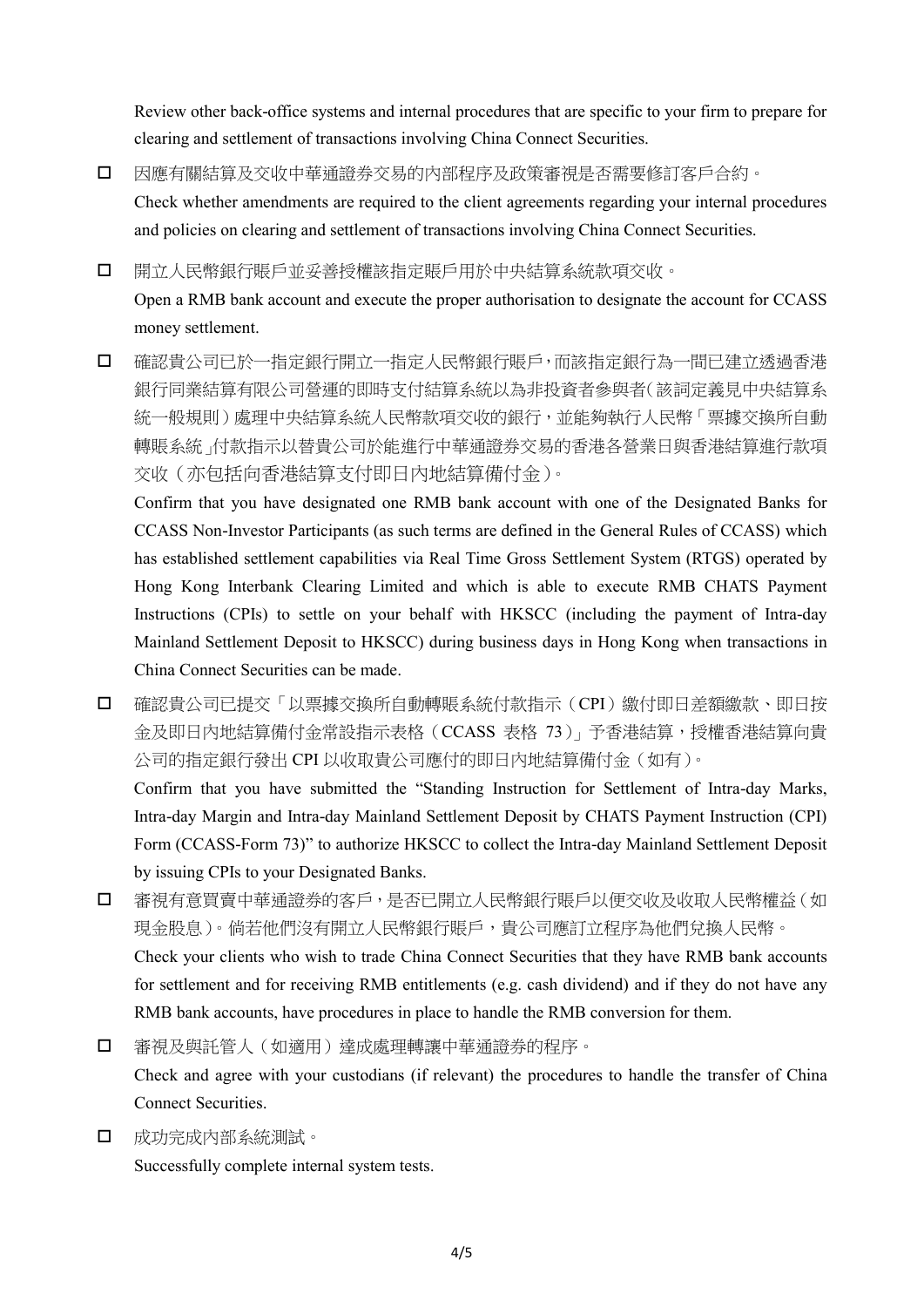Review other back-office systems and internal procedures that are specific to your firm to prepare for clearing and settlement of transactions involving China Connect Securities.

- ☐ 因應有關結算及交收中華通證券交易的內部程序及政策審視是否需要修訂客戶合約。
  Check whether amendments are required to the client agreements regarding your internal procedures and policies on clearing and settlement of transactions involving China Connect Securities.

- ☐ 開立人民幣銀行賬戶並妥善授權該指定賬戶用於中央結算系統款項交收。
  Open a RMB bank account and execute the proper authorisation to designate the account for CCASS money settlement.

- ☐ 確認貴公司已於一指定銀行開立一指定人民幣銀行賬戶，而該指定銀行為一間已建立透過香港銀行同業結算有限公司營運的即時支付結算系統以為非投資者參與者(該詞定義見中央結算系統一般規則)處理中央結算系統人民幣款項交收的銀行，並能夠執行人民幣「票據交換所自動轉賬系統」付款指示以替貴公司於能進行中華通證券交易的香港各營業日與香港結算進行款項交收（亦包括向香港結算支付即日內地結算備付金）。
  Confirm that you have designated one RMB bank account with one of the Designated Banks for CCASS Non-Investor Participants (as such terms are defined in the General Rules of CCASS) which has established settlement capabilities via Real Time Gross Settlement System (RTGS) operated by Hong Kong Interbank Clearing Limited and which is able to execute RMB CHATS Payment Instructions (CPIs) to settle on your behalf with HKSCC (including the payment of Intra-day Mainland Settlement Deposit to HKSCC) during business days in Hong Kong when transactions in China Connect Securities can be made.

- ☐ 確認貴公司已提交「以票據交換所自動轉賬系統付款指示（CPI）繳付即日差額繳款、即日按金及即日內地結算備付金常設指示表格（CCASS 表格 73）」予香港結算，授權香港結算向貴公司的指定銀行發出 CPI 以收取貴公司應付的即日內地結算備付金（如有）。
  Confirm that you have submitted the "Standing Instruction for Settlement of Intra-day Marks, Intra-day Margin and Intra-day Mainland Settlement Deposit by CHATS Payment Instruction (CPI) Form (CCASS-Form 73)" to authorize HKSCC to collect the Intra-day Mainland Settlement Deposit by issuing CPIs to your Designated Banks.

- ☐ 審視有意買賣中華通證券的客戶，是否已開立人民幣銀行賬戶以便交收及收取人民幣權益（如現金股息）。倘若他們沒有開立人民幣銀行賬戶，貴公司應訂立程序為他們兌換人民幣。
  Check your clients who wish to trade China Connect Securities that they have RMB bank accounts for settlement and for receiving RMB entitlements (e.g. cash dividend) and if they do not have any RMB bank accounts, have procedures in place to handle the RMB conversion for them.

- ☐ 審視及與託管人（如適用）達成處理轉讓中華通證券的程序。
  Check and agree with your custodians (if relevant) the procedures to handle the transfer of China Connect Securities.

- ☐ 成功完成內部系統測試。
  Successfully complete internal system tests.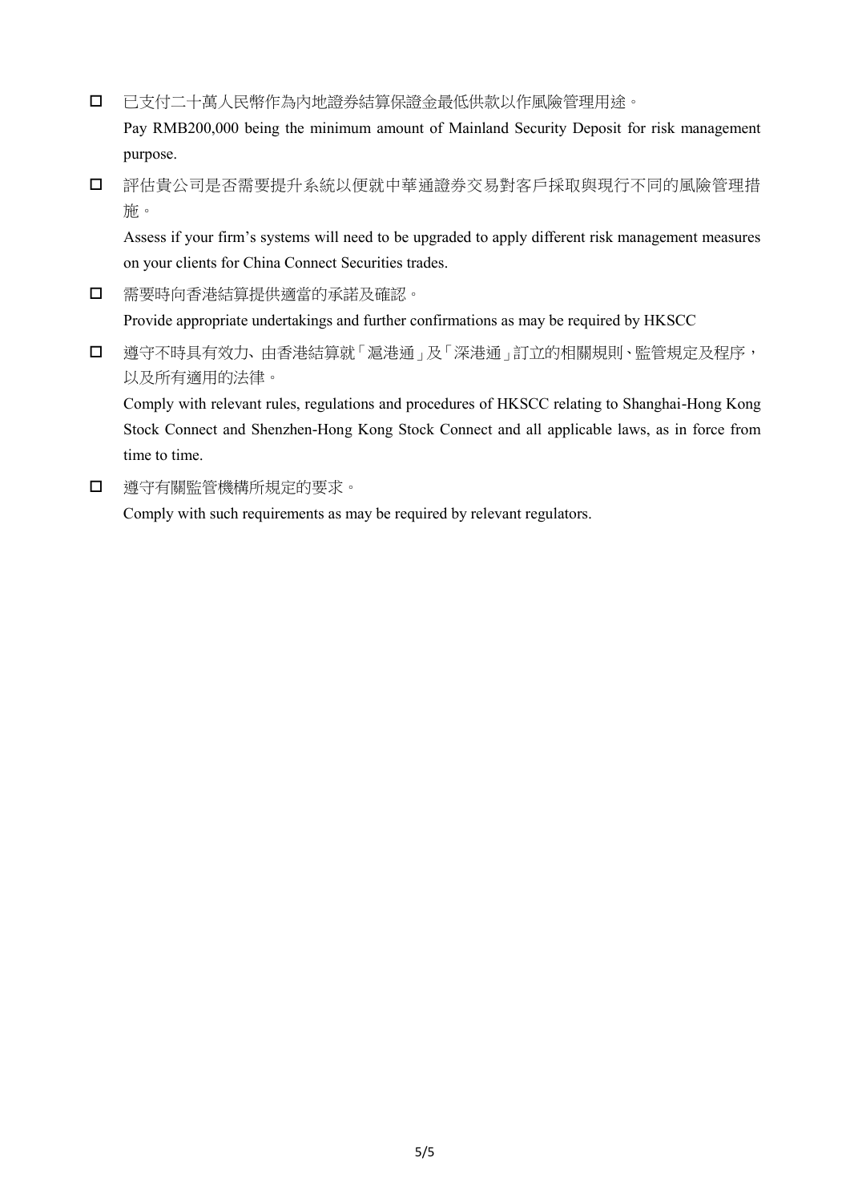- ☐ 已支付二十萬人民幣作為內地證券結算保證金最低供款以作風險管理用途。

  Pay RMB200,000 being the minimum amount of Mainland Security Deposit for risk management purpose.

- ☐ 評估貴公司是否需要提升系統以便就中華通證券交易對客戶採取與現行不同的風險管理措施。

  Assess if your firm's systems will need to be upgraded to apply different risk management measures on your clients for China Connect Securities trades.

- ☐ 需要時向香港結算提供適當的承諾及確認。

  Provide appropriate undertakings and further confirmations as may be required by HKSCC

- ☐ 遵守不時具有效力、由香港結算就「滬港通」及「深港通」訂立的相關規則、監管規定及程序，以及所有適用的法律。

  Comply with relevant rules, regulations and procedures of HKSCC relating to Shanghai-Hong Kong Stock Connect and Shenzhen-Hong Kong Stock Connect and all applicable laws, as in force from time to time.

- ☐ 遵守有關監管機構所規定的要求。

  Comply with such requirements as may be required by relevant regulators.